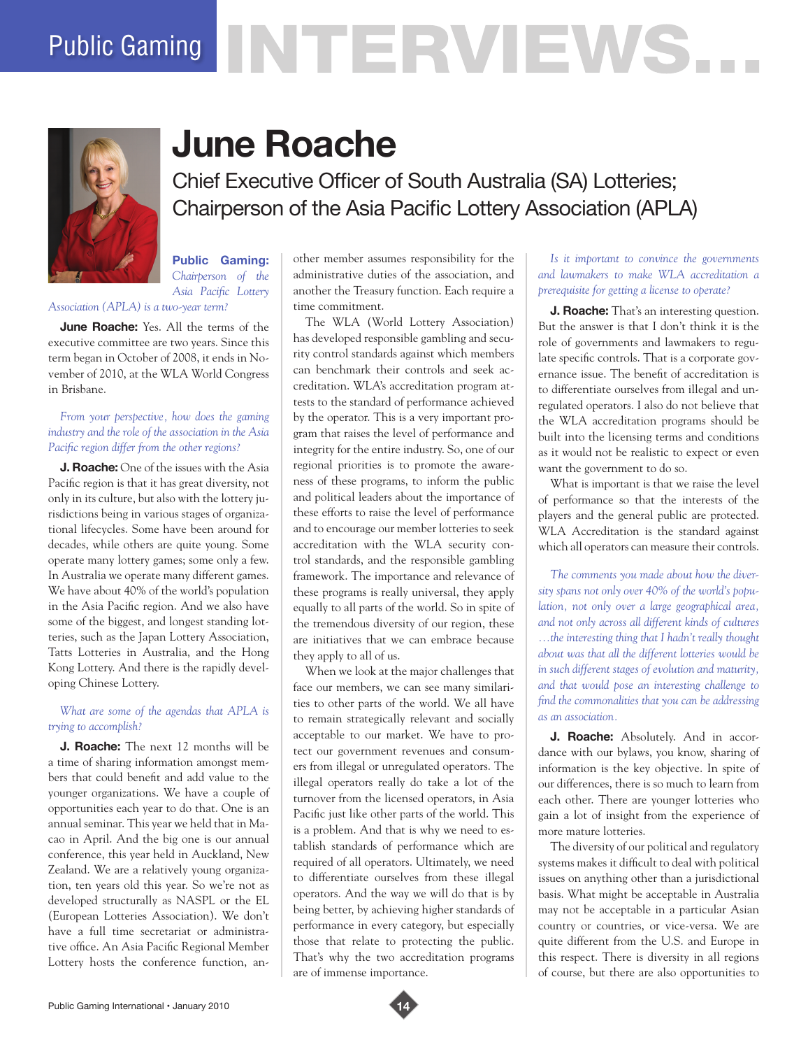# Public Gaming INTERVIEWS...

## June Roache

### Chief Executive Officer of South Australia (SA) Lotteries; Chairperson of the Asia Pacific Lottery Association (APLA)

**Public Gaming:** *Chairperson of the Asia Pacific Lottery Association (APLA) is a two-year term?*

**June Roache:** Yes. All the terms of the executive committee are two years. Since this term began in October of 2008, it ends in November of 2010, at the WLA World Congress in Brisbane.

*From your perspective, how does the gaming industry and the role of the association in the Asia Pacific region differ from the other regions?*

**J. Roache:** One of the issues with the Asia Pacific region is that it has great diversity, not only in its culture, but also with the lottery jurisdictions being in various stages of organizational lifecycles. Some have been around for decades, while others are quite young. Some operate many lottery games; some only a few. In Australia we operate many different games. We have about 40% of the world's population in the Asia Pacific region. And we also have some of the biggest, and longest standing lotteries, such as the Japan Lottery Association, Tatts Lotteries in Australia, and the Hong Kong Lottery. And there is the rapidly developing Chinese Lottery.

*What are some of the agendas that APLA is trying to accomplish?*

**J. Roache:** The next 12 months will be a time of sharing information amongst members that could benefit and add value to the younger organizations. We have a couple of opportunities each year to do that. One is an annual seminar. This year we held that in Macao in April. And the big one is our annual conference, this year held in Auckland, New Zealand. We are a relatively young organization, ten years old this year. So we're not as developed structurally as NASPL or the EL (European Lotteries Association). We don't have a full time secretariat or administrative office. An Asia Pacific Regional Member Lottery hosts the conference function, another member assumes responsibility for the administrative duties of the association, and another the Treasury function. Each require a time commitment.

The WLA (World Lottery Association) has developed responsible gambling and security control standards against which members can benchmark their controls and seek accreditation. WLA's accreditation program attests to the standard of performance achieved by the operator. This is a very important program that raises the level of performance and integrity for the entire industry. So, one of our regional priorities is to promote the awareness of these programs, to inform the public and political leaders about the importance of these efforts to raise the level of performance and to encourage our member lotteries to seek accreditation with the WLA security control standards, and the responsible gambling framework. The importance and relevance of these programs is really universal, they apply equally to all parts of the world. So in spite of the tremendous diversity of our region, these are initiatives that we can embrace because they apply to all of us.

When we look at the major challenges that face our members, we can see many similarities to other parts of the world. We all have to remain strategically relevant and socially acceptable to our market. We have to protect our government revenues and consumers from illegal or unregulated operators. The illegal operators really do take a lot of the turnover from the licensed operators, in Asia Pacific just like other parts of the world. This is a problem. And that is why we need to establish standards of performance which are required of all operators. Ultimately, we need to differentiate ourselves from these illegal operators. And the way we will do that is by being better, by achieving higher standards of performance in every category, but especially those that relate to protecting the public. That's why the two accreditation programs are of immense importance.

*Is it important to convince the governments and lawmakers to make WLA accreditation a prerequisite for getting a license to operate?*

**J. Roache:** That's an interesting question. But the answer is that I don't think it is the role of governments and lawmakers to regulate specific controls. That is a corporate governance issue. The benefit of accreditation is to differentiate ourselves from illegal and unregulated operators. I also do not believe that the WLA accreditation programs should be built into the licensing terms and conditions as it would not be realistic to expect or even want the government to do so.

What is important is that we raise the level of performance so that the interests of the players and the general public are protected. WLA Accreditation is the standard against which all operators can measure their controls.

*The comments you made about how the diversity spans not only over 40% of the world's population, not only over a large geographical area, and not only across all different kinds of cultures …the interesting thing that I hadn't really thought about was that all the different lotteries would be in such different stages of evolution and maturity, and that would pose an interesting challenge to find the commonalities that you can be addressing as an association.*

**J. Roache:** Absolutely. And in accordance with our bylaws, you know, sharing of information is the key objective. In spite of our differences, there is so much to learn from each other. There are younger lotteries who gain a lot of insight from the experience of more mature lotteries.

The diversity of our political and regulatory systems makes it difficult to deal with political issues on anything other than a jurisdictional basis. What might be acceptable in Australia may not be acceptable in a particular Asian country or countries, or vice-versa. We are quite different from the U.S. and Europe in this respect. There is diversity in all regions of course, but there are also opportunities to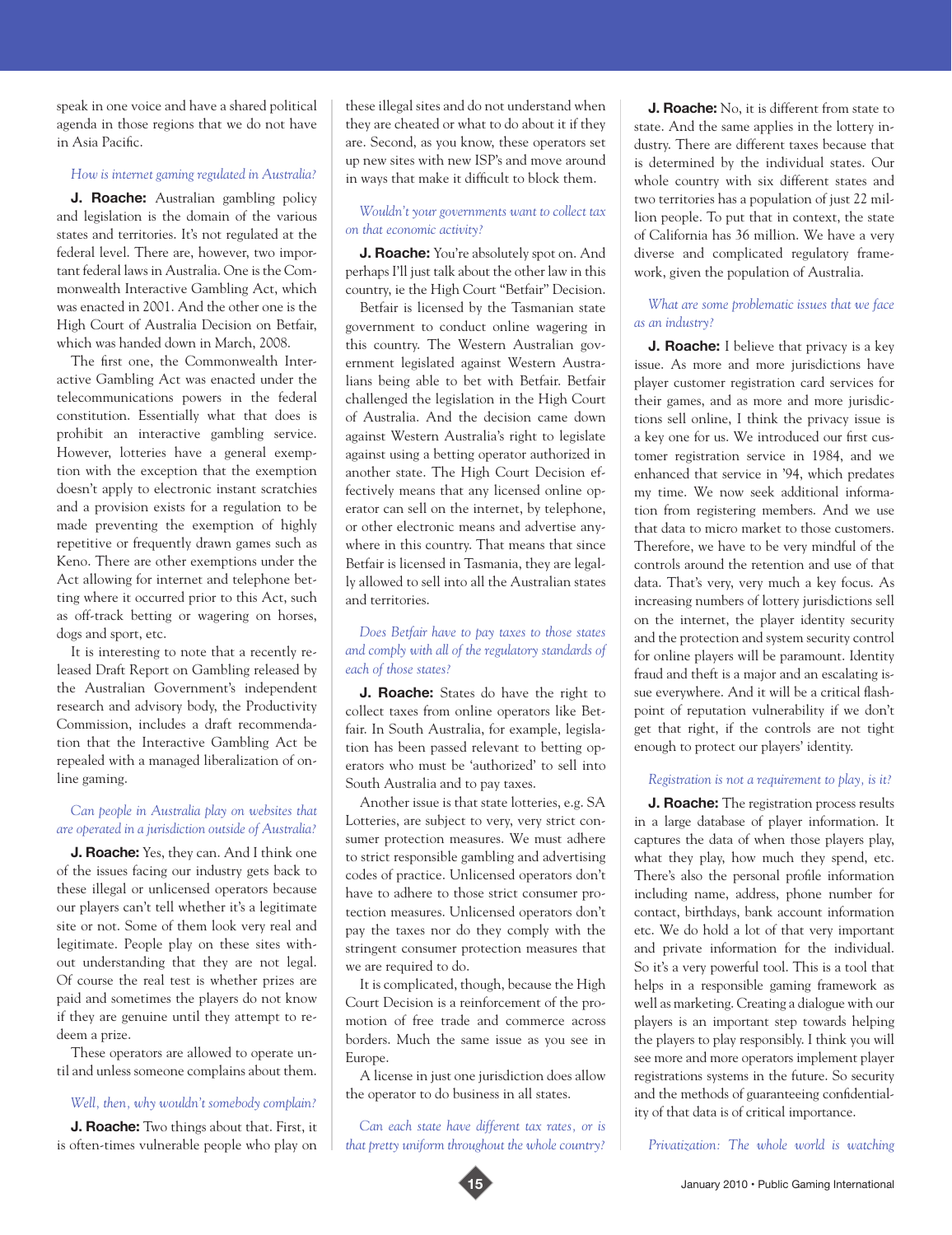speak in one voice and have a shared political agenda in those regions that we do not have in Asia Pacific.

*How is internet gaming regulated in Australia?*

**J. Roache:** Australian gambling policy and legislation is the domain of the various states and territories. It's not regulated at the federal level. There are, however, two important federal laws in Australia. One is the Commonwealth Interactive Gambling Act, which was enacted in 2001. And the other one is the High Court of Australia Decision on Betfair, which was handed down in March, 2008.

The first one, the Commonwealth Interactive Gambling Act was enacted under the telecommunications powers in the federal constitution. Essentially what that does is prohibit an interactive gambling service. However, lotteries have a general exemption with the exception that the exemption doesn't apply to electronic instant scratchies and a provision exists for a regulation to be made preventing the exemption of highly repetitive or frequently drawn games such as Keno. There are other exemptions under the Act allowing for internet and telephone betting where it occurred prior to this Act, such as off-track betting or wagering on horses, dogs and sport, etc.

It is interesting to note that a recently released Draft Report on Gambling released by the Australian Government's independent research and advisory body, the Productivity Commission, includes a draft recommendation that the Interactive Gambling Act be repealed with a managed liberalization of online gaming.

*Can people in Australia play on websites that are operated in a jurisdiction outside of Australia?*

**J. Roache:** Yes, they can. And I think one of the issues facing our industry gets back to these illegal or unlicensed operators because our players can't tell whether it's a legitimate site or not. Some of them look very real and legitimate. People play on these sites without understanding that they are not legal. Of course the real test is whether prizes are paid and sometimes the players do not know if they are genuine until they attempt to redeem a prize.

These operators are allowed to operate until and unless someone complains about them.

*Well, then, why wouldn't somebody complain?*

**J. Roache:** Two things about that. First, it is often-times vulnerable people who play on these illegal sites and do not understand when they are cheated or what to do about it if they are. Second, as you know, these operators set up new sites with new ISP's and move around in ways that make it difficult to block them.

*Wouldn't your governments want to collect tax on that economic activity?*

**J. Roache:** You're absolutely spot on. And perhaps I'll just talk about the other law in this country, ie the High Court "Betfair" Decision.

Betfair is licensed by the Tasmanian state government to conduct online wagering in this country. The Western Australian government legislated against Western Australians being able to bet with Betfair. Betfair challenged the legislation in the High Court of Australia. And the decision came down against Western Australia's right to legislate against using a betting operator authorized in another state. The High Court Decision effectively means that any licensed online operator can sell on the internet, by telephone, or other electronic means and advertise anywhere in this country. That means that since Betfair is licensed in Tasmania, they are legally allowed to sell into all the Australian states and territories.

*Does Betfair have to pay taxes to those states and comply with all of the regulatory standards of each of those states?*

**J. Roache:** States do have the right to collect taxes from online operators like Betfair. In South Australia, for example, legislation has been passed relevant to betting operators who must be 'authorized' to sell into South Australia and to pay taxes.

Another issue is that state lotteries, e.g. SA Lotteries, are subject to very, very strict consumer protection measures. We must adhere to strict responsible gambling and advertising codes of practice. Unlicensed operators don't have to adhere to those strict consumer protection measures. Unlicensed operators don't pay the taxes nor do they comply with the stringent consumer protection measures that we are required to do.

It is complicated, though, because the High Court Decision is a reinforcement of the promotion of free trade and commerce across borders. Much the same issue as you see in Europe.

A license in just one jurisdiction does allow the operator to do business in all states.

*Can each state have different tax rates, or is that pretty uniform throughout the whole country?*

**J. Roache:** No, it is different from state to state. And the same applies in the lottery industry. There are different taxes because that is determined by the individual states. Our whole country with six different states and two territories has a population of just 22 million people. To put that in context, the state of California has 36 million. We have a very diverse and complicated regulatory framework, given the population of Australia.

*What are some problematic issues that we face as an industry?*

**J. Roache:** I believe that privacy is a key issue. As more and more jurisdictions have player customer registration card services for their games, and as more and more jurisdictions sell online, I think the privacy issue is a key one for us. We introduced our first customer registration service in 1984, and we enhanced that service in '94, which predates my time. We now seek additional information from registering members. And we use that data to micro market to those customers. Therefore, we have to be very mindful of the controls around the retention and use of that data. That's very, very much a key focus. As increasing numbers of lottery jurisdictions sell on the internet, the player identity security and the protection and system security control for online players will be paramount. Identity fraud and theft is a major and an escalating issue everywhere. And it will be a critical flashpoint of reputation vulnerability if we don't get that right, if the controls are not tight enough to protect our players' identity.

*Registration is not a requirement to play, is it?*

**J. Roache:** The registration process results in a large database of player information. It captures the data of when those players play, what they play, how much they spend, etc. There's also the personal profile information including name, address, phone number for contact, birthdays, bank account information etc. We do hold a lot of that very important and private information for the individual. So it's a very powerful tool. This is a tool that helps in a responsible gaming framework as well as marketing. Creating a dialogue with our players is an important step towards helping the players to play responsibly. I think you will see more and more operators implement player registrations systems in the future. So security and the methods of guaranteeing confidentiality of that data is of critical importance.

*Privatization: The whole world is watching*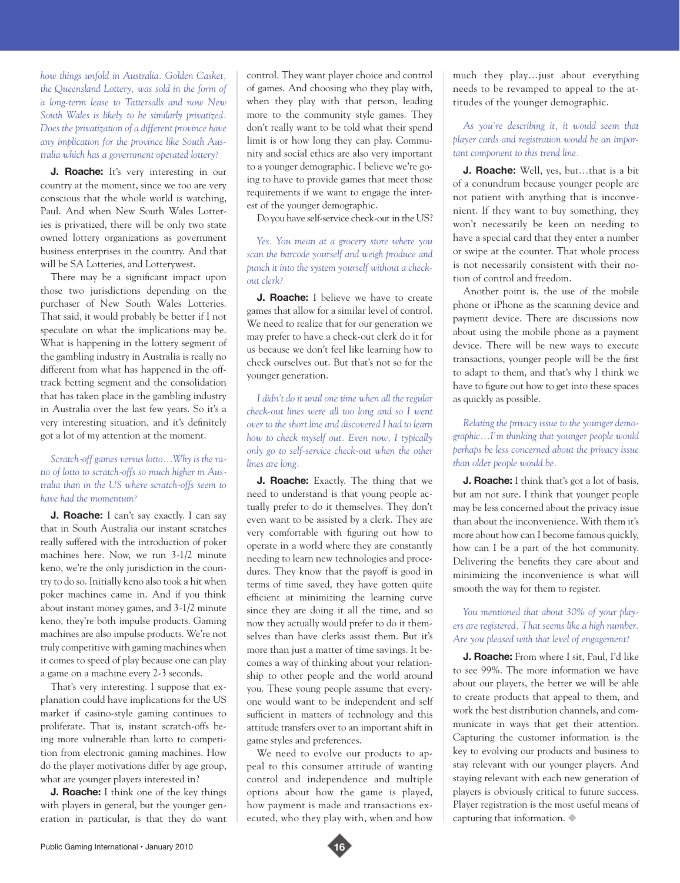*how things unfold in Australia. Golden Casket, the Queensland Lottery, was sold in the form of a long-term lease to Tattersalls and now New South Wales is likely to be similarly privatized. Does the privatization of a different province have any implication for the province like South Australia which has a government operated lottery?*

**J. Roache:** It's very interesting in our country at the moment, since we too are very conscious that the whole world is watching, Paul. And when New South Wales Lotteries is privatized, there will be only two state owned lottery organizations as government business enterprises in the country. And that will be SA Lotteries, and Lotterywest.

There may be a significant impact upon those two jurisdictions depending on the purchaser of New South Wales Lotteries. That said, it would probably be better if I not speculate on what the implications may be. What is happening in the lottery segment of the gambling industry in Australia is really no different from what has happened in the off-track betting segment and the consolidation that has taken place in the gambling industry in Australia over the last few years. So it's a very interesting situation, and it's definitely got a lot of my attention at the moment.

*Scratch-off games versus lotto…Why is the ratio of lotto to scratch-offs so much higher in Australia than in the US where scratch-offs seem to have had the momentum?*

**J. Roache:** I can't say exactly. I can say that in South Australia our instant scratches really suffered with the introduction of poker machines here. Now, we run 3-1/2 minute keno, we're the only jurisdiction in the country to do so. Initially keno also took a hit when poker machines came in. And if you think about instant money games, and 3-1/2 minute keno, they're both impulse products. Gaming machines are also impulse products. We're not truly competitive with gaming machines when it comes to speed of play because one can play a game on a machine every 2-3 seconds.

That's very interesting. I suppose that explanation could have implications for the US market if casino-style gaming continues to proliferate. That is, instant scratch-offs being more vulnerable than lotto to competition from electronic gaming machines. How do the player motivations differ by age group, what are younger players interested in?

**J. Roache:** I think one of the key things with players in general, but the younger generation in particular, is that they do want control. They want player choice and control of games. And choosing who they play with, when they play with that person, leading more to the community style games. They don't really want to be told what their spend limit is or how long they can play. Community and social ethics are also very important to a younger demographic. I believe we're going to have to provide games that meet those requirements if we want to engage the interest of the younger demographic.

Do you have self-service check-out in the US?

*Yes. You mean at a grocery store where you scan the barcode yourself and weigh produce and punch it into the system yourself without a check-out clerk?*

**J. Roache:** I believe we have to create games that allow for a similar level of control. We need to realize that for our generation we may prefer to have a check-out clerk do it for us because we don't feel like learning how to check ourselves out. But that's not so for the younger generation.

*I didn't do it until one time when all the regular check-out lines were all too long and so I went over to the short line and discovered I had to learn how to check myself out. Even now, I typically only go to self-service check-out when the other lines are long.*

**J. Roache:** Exactly. The thing that we need to understand is that young people actually prefer to do it themselves. They don't even want to be assisted by a clerk. They are very comfortable with figuring out how to operate in a world where they are constantly needing to learn new technologies and procedures. They know that the payoff is good in terms of time saved, they have gotten quite efficient at minimizing the learning curve since they are doing it all the time, and so now they actually would prefer to do it themselves than have clerks assist them. But it's more than just a matter of time savings. It becomes a way of thinking about your relationship to other people and the world around you. These young people assume that everyone would want to be independent and self sufficient in matters of technology and this attitude transfers over to an important shift in game styles and preferences.

We need to evolve our products to appeal to this consumer attitude of wanting control and independence and multiple options about how the game is played, how payment is made and transactions executed, who they play with, when and how much they play…just about everything needs to be revamped to appeal to the attitudes of the younger demographic.

*As you're describing it, it would seem that player cards and registration would be an important component to this trend line.*

**J. Roache:** Well, yes, but…that is a bit of a conundrum because younger people are not patient with anything that is inconvenient. If they want to buy something, they won't necessarily be keen on needing to have a special card that they enter a number or swipe at the counter. That whole process is not necessarily consistent with their notion of control and freedom.

Another point is, the use of the mobile phone or iPhone as the scanning device and payment device. There are discussions now about using the mobile phone as a payment device. There will be new ways to execute transactions, younger people will be the first to adapt to them, and that's why I think we have to figure out how to get into these spaces as quickly as possible.

*Relating the privacy issue to the younger demographic…I'm thinking that younger people would perhaps be less concerned about the privacy issue than older people would be.*

**J. Roache:** I think that's got a lot of basis, but am not sure. I think that younger people may be less concerned about the privacy issue than about the inconvenience. With them it's more about how can I become famous quickly, how can I be a part of the hot community. Delivering the benefits they care about and minimizing the inconvenience is what will smooth the way for them to register.

*You mentioned that about 30% of your players are registered. That seems like a high number. Are you pleased with that level of engagement?*

**J. Roache:** From where I sit, Paul, I'd like to see 99%. The more information we have about our players, the better we will be able to create products that appeal to them, and work the best distribution channels, and communicate in ways that get their attention. Capturing the customer information is the key to evolving our products and business to stay relevant with our younger players. And staying relevant with each new generation of players is obviously critical to future success. Player registration is the most useful means of capturing that information. ◆